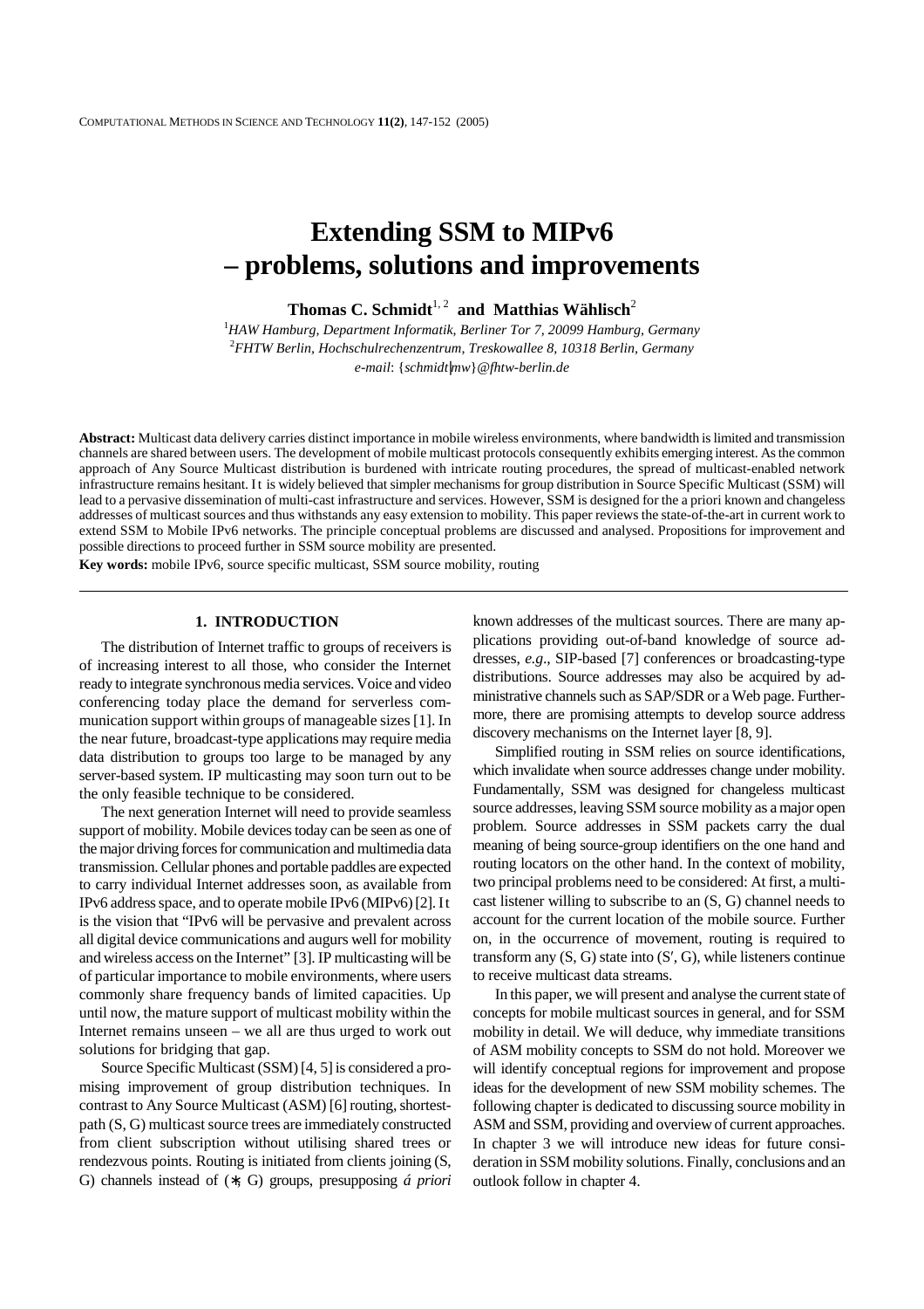# Extending SSM to MIPv6 – problems, solutions and improvements

**Thomas C. Schmidt**[1, 2] **and Matthias Wählisch**[2]

[1]*HAW Hamburg, Department Informatik, Berliner Tor 7, 20099 Hamburg, Germany*
[2]*FHTW Berlin, Hochschulrechenzentrum, Treskowallee 8, 10318 Berlin, Germany*
*e-mail*: {*schmidt|mw*}*@fhtw-berlin.de*

**Abstract:** Multicast data delivery carries distinct importance in mobile wireless environments, where bandwidth is limited and transmission channels are shared between users. The development of mobile multicast protocols consequently exhibits emerging interest. As the common approach of Any Source Multicast distribution is burdened with intricate routing procedures, the spread of multicast-enabled network infrastructure remains hesitant. It is widely believed that simpler mechanisms for group distribution in Source Specific Multicast (SSM) will lead to a pervasive dissemination of multi-cast infrastructure and services. However, SSM is designed for the a priori known and changeless addresses of multicast sources and thus withstands any easy extension to mobility. This paper reviews the state-of-the-art in current work to extend SSM to Mobile IPv6 networks. The principle conceptual problems are discussed and analysed. Propositions for improvement and possible directions to proceed further in SSM source mobility are presented.

**Key words:** mobile IPv6, source specific multicast, SSM source mobility, routing

## 1. INTRODUCTION

The distribution of Internet traffic to groups of receivers is of increasing interest to all those, who consider the Internet ready to integrate synchronous media services. Voice and video conferencing today place the demand for serverless communication support within groups of manageable sizes [1]. In the near future, broadcast-type applications may require media data distribution to groups too large to be managed by any server-based system. IP multicasting may soon turn out to be the only feasible technique to be considered.

The next generation Internet will need to provide seamless support of mobility. Mobile devices today can be seen as one of the major driving forces for communication and multimedia data transmission. Cellular phones and portable paddles are expected to carry individual Internet addresses soon, as available from IPv6 address space, and to operate mobile IPv6 (MIPv6) [2]. It is the vision that "IPv6 will be pervasive and prevalent across all digital device communications and augurs well for mobility and wireless access on the Internet" [3]. IP multicasting will be of particular importance to mobile environments, where users commonly share frequency bands of limited capacities. Up until now, the mature support of multicast mobility within the Internet remains unseen – we all are thus urged to work out solutions for bridging that gap.

Source Specific Multicast (SSM) [4, 5] is considered a promising improvement of group distribution techniques. In contrast to Any Source Multicast (ASM) [6] routing, shortest-path (S, G) multicast source trees are immediately constructed from client subscription without utilising shared trees or rendezvous points. Routing is initiated from clients joining (S, G) channels instead of ($*$, G) groups, presupposing *á priori* known addresses of the multicast sources. There are many applications providing out-of-band knowledge of source addresses, *e.g*., SIP-based [7] conferences or broadcasting-type distributions. Source addresses may also be acquired by administrative channels such as SAP/SDR or a Web page. Furthermore, there are promising attempts to develop source address discovery mechanisms on the Internet layer [8, 9].

Simplified routing in SSM relies on source identifications, which invalidate when source addresses change under mobility. Fundamentally, SSM was designed for changeless multicast source addresses, leaving SSM source mobility as a major open problem. Source addresses in SSM packets carry the dual meaning of being source-group identifiers on the one hand and routing locators on the other hand. In the context of mobility, two principal problems need to be considered: At first, a multicast listener willing to subscribe to an (S, G) channel needs to account for the current location of the mobile source. Further on, in the occurrence of movement, routing is required to transform any (S, G) state into (S′, G), while listeners continue to receive multicast data streams.

In this paper, we will present and analyse the current state of concepts for mobile multicast sources in general, and for SSM mobility in detail. We will deduce, why immediate transitions of ASM mobility concepts to SSM do not hold. Moreover we will identify conceptual regions for improvement and propose ideas for the development of new SSM mobility schemes. The following chapter is dedicated to discussing source mobility in ASM and SSM, providing and overview of current approaches. In chapter 3 we will introduce new ideas for future consideration in SSM mobility solutions. Finally, conclusions and an outlook follow in chapter 4.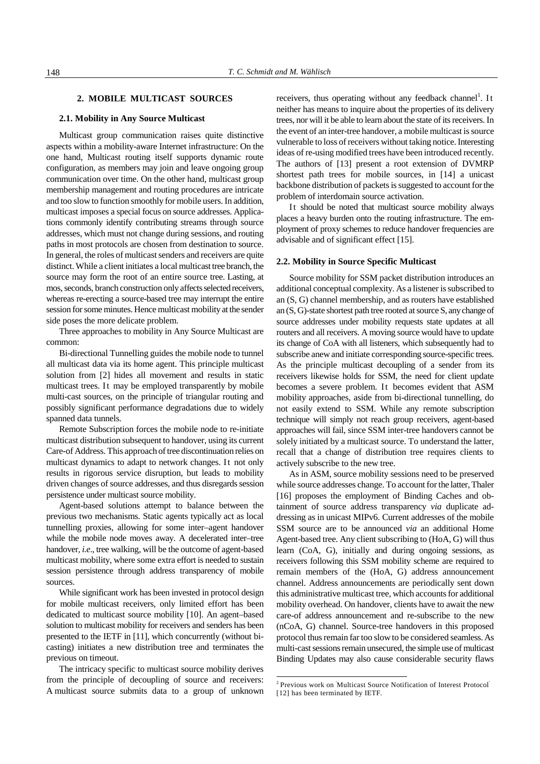## 2. MOBILE MULTICAST SOURCES

### 2.1. Mobility in Any Source Multicast

Multicast group communication raises quite distinctive aspects within a mobility-aware Internet infrastructure: On the one hand, Multicast routing itself supports dynamic route configuration, as members may join and leave ongoing group communication over time. On the other hand, multicast group membership management and routing procedures are intricate and too slow to function smoothly for mobile users. In addition, multicast imposes a special focus on source addresses. Applications commonly identify contributing streams through source addresses, which must not change during sessions, and routing paths in most protocols are chosen from destination to source. In general, the roles of multicast senders and receivers are quite distinct. While a client initiates a local multicast tree branch, the source may form the root of an entire source tree. Lasting, at mos, seconds, branch construction only affects selected receivers, whereas re-erecting a source-based tree may interrupt the entire session for some minutes. Hence multicast mobility at the sender side poses the more delicate problem.

Three approaches to mobility in Any Source Multicast are common:

Bi-directional Tunnelling guides the mobile node to tunnel all multicast data via its home agent. This principle multicast solution from [2] hides all movement and results in static multicast trees. It may be employed transparently by mobile multi-cast sources, on the principle of triangular routing and possibly significant performance degradations due to widely spanned data tunnels.

Remote Subscription forces the mobile node to re-initiate multicast distribution subsequent to handover, using its current Care-of Address. This approach of tree discontinuation relies on multicast dynamics to adapt to network changes. It not only results in rigorous service disruption, but leads to mobility driven changes of source addresses, and thus disregards session persistence under multicast source mobility.

Agent-based solutions attempt to balance between the previous two mechanisms. Static agents typically act as local tunnelling proxies, allowing for some inter–agent handover while the mobile node moves away. A decelerated inter–tree handover, *i.e*., tree walking, will be the outcome of agent-based multicast mobility, where some extra effort is needed to sustain session persistence through address transparency of mobile sources.

While significant work has been invested in protocol design for mobile multicast receivers, only limited effort has been dedicated to multicast source mobility [10]. An agent–based solution to multicast mobility for receivers and senders has been presented to the IETF in [11], which concurrently (without bi-casting) initiates a new distribution tree and terminates the previous on timeout.

The intricacy specific to multicast source mobility derives from the principle of decoupling of source and receivers: A multicast source submits data to a group of unknown receivers, thus operating without any feedback channel[1]. It neither has means to inquire about the properties of its delivery trees, nor will it be able to learn about the state of its receivers. In the event of an inter-tree handover, a mobile multicast is source vulnerable to loss of receivers without taking notice. Interesting ideas of re-using modified trees have been introduced recently. The authors of [13] present a root extension of DVMRP shortest path trees for mobile sources, in [14] a unicast backbone distribution of packets is suggested to account for the problem of interdomain source activation.

It should be noted that multicast source mobility always places a heavy burden onto the routing infrastructure. The employment of proxy schemes to reduce handover frequencies are advisable and of significant effect [15].

### 2.2. Mobility in Source Specific Multicast

Source mobility for SSM packet distribution introduces an additional conceptual complexity. As a listener is subscribed to an (S, G) channel membership, and as routers have established an (S, G)-state shortest path tree rooted at source S, any change of source addresses under mobility requests state updates at all routers and all receivers. A moving source would have to update its change of CoA with all listeners, which subsequently had to subscribe anew and initiate corresponding source-specific trees. As the principle multicast decoupling of a sender from its receivers likewise holds for SSM, the need for client update becomes a severe problem. It becomes evident that ASM mobility approaches, aside from bi-directional tunnelling, do not easily extend to SSM. While any remote subscription technique will simply not reach group receivers, agent-based approaches will fail, since SSM inter-tree handovers cannot be solely initiated by a multicast source. To understand the latter, recall that a change of distribution tree requires clients to actively subscribe to the new tree.

As in ASM, source mobility sessions need to be preserved while source addresses change. To account for the latter, Thaler [16] proposes the employment of Binding Caches and obtainment of source address transparency *via* duplicate addressing as in unicast MIPv6. Current addresses of the mobile SSM source are to be announced *via* an additional Home Agent-based tree. Any client subscribing to (HoA, G) will thus learn (CoA, G), initially and during ongoing sessions, as receivers following this SSM mobility scheme are required to remain members of the (HoA, G) address announcement channel. Address announcements are periodically sent down this administrative multicast tree, which accounts for additional mobility overhead. On handover, clients have to await the new care-of address announcement and re-subscribe to the new (nCoA, G) channel. Source-tree handovers in this proposed protocol thus remain far too slow to be considered seamless. As multi-cast sessions remain unsecured, the simple use of multicast Binding Updates may also cause considerable security flaws

---

[1] Previous work on 'Multicast Source Notification of Interest Protocol' [12] has been terminated by IETF.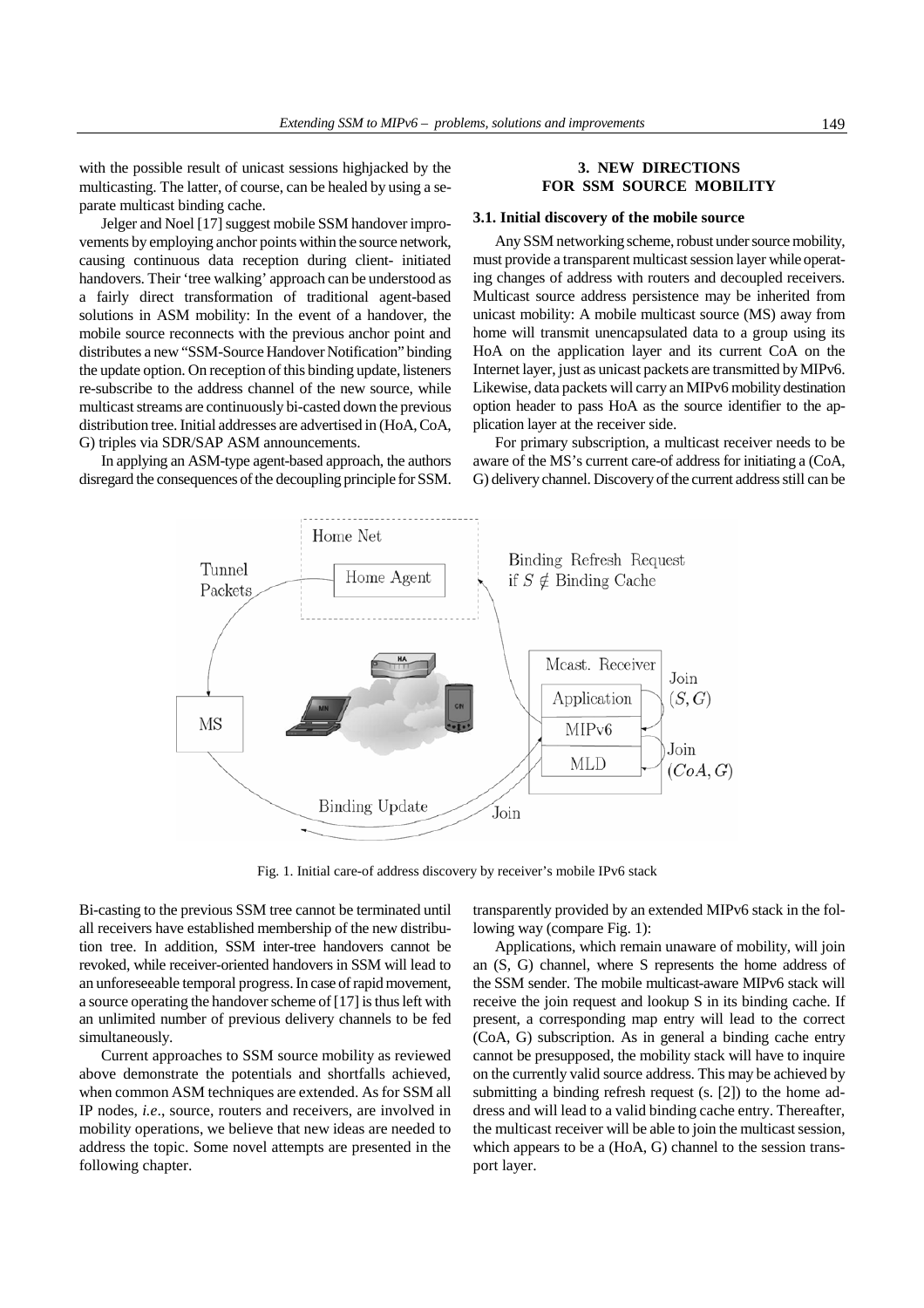with the possible result of unicast sessions highjacked by the multicasting. The latter, of course, can be healed by using a separate multicast binding cache.

Jelger and Noel [17] suggest mobile SSM handover improvements by employing anchor points within the source network, causing continuous data reception during client- initiated handovers. Their 'tree walking' approach can be understood as a fairly direct transformation of traditional agent-based solutions in ASM mobility: In the event of a handover, the mobile source reconnects with the previous anchor point and distributes a new "SSM-Source Handover Notification" binding the update option. On reception of this binding update, listeners re-subscribe to the address channel of the new source, while multicast streams are continuously bi-casted down the previous distribution tree. Initial addresses are advertised in (HoA, CoA, G) triples via SDR/SAP ASM announcements.

In applying an ASM-type agent-based approach, the authors disregard the consequences of the decoupling principle for SSM. Bi-casting to the previous SSM tree cannot be terminated until all receivers have established membership of the new distribution tree. In addition, SSM inter-tree handovers cannot be revoked, while receiver-oriented handovers in SSM will lead to an unforeseeable temporal progress. In case of rapid movement, a source operating the handover scheme of [17] is thus left with an unlimited number of previous delivery channels to be fed simultaneously.

Current approaches to SSM source mobility as reviewed above demonstrate the potentials and shortfalls achieved, when common ASM techniques are extended. As for SSM all IP nodes, *i.e*., source, routers and receivers, are involved in mobility operations, we believe that new ideas are needed to address the topic. Some novel attempts are presented in the following chapter.

## 3. NEW DIRECTIONS FOR SSM SOURCE MOBILITY

### 3.1. Initial discovery of the mobile source

Any SSM networking scheme, robust under source mobility, must provide a transparent multicast session layer while operating changes of address with routers and decoupled receivers. Multicast source address persistence may be inherited from unicast mobility: A mobile multicast source (MS) away from home will transmit unencapsulated data to a group using its HoA on the application layer and its current CoA on the Internet layer, just as unicast packets are transmitted by MIPv6. Likewise, data packets will carry an MIPv6 mobility destination option header to pass HoA as the source identifier to the application layer at the receiver side.

For primary subscription, a multicast receiver needs to be aware of the MS's current care-of address for initiating a (CoA, G) delivery channel. Discovery of the current address still can be transparently provided by an extended MIPv6 stack in the following way (compare Fig. 1):

Fig. 1. Initial care-of address discovery by receiver's mobile IPv6 stack

Applications, which remain unaware of mobility, will join an (S, G) channel, where S represents the home address of the SSM sender. The mobile multicast-aware MIPv6 stack will receive the join request and lookup S in its binding cache. If present, a corresponding map entry will lead to the correct (CoA, G) subscription. As in general a binding cache entry cannot be presupposed, the mobility stack will have to inquire on the currently valid source address. This may be achieved by submitting a binding refresh request (s. [2]) to the home address and will lead to a valid binding cache entry. Thereafter, the multicast receiver will be able to join the multicast session, which appears to be a (HoA, G) channel to the session transport layer.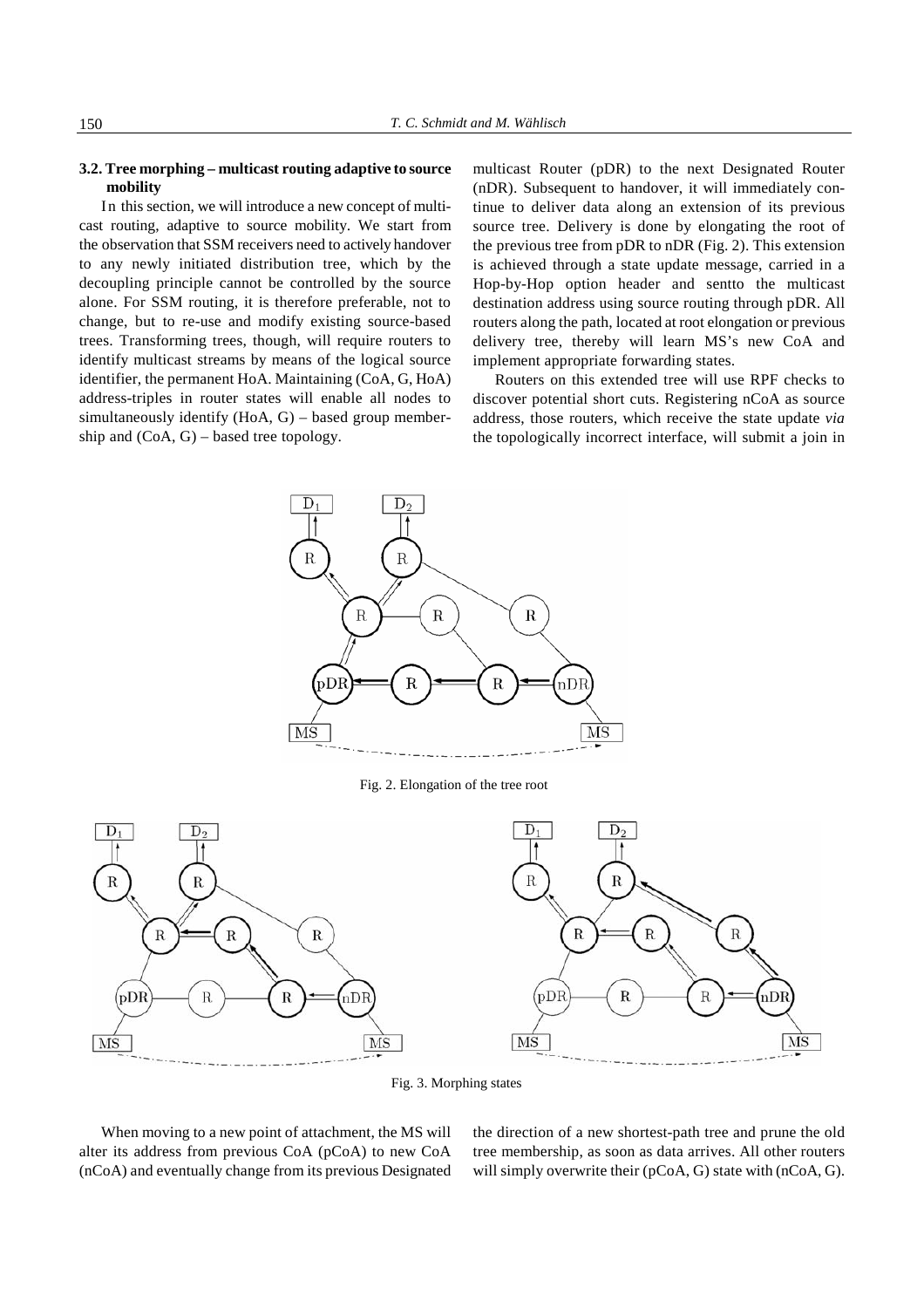### 3.2. Tree morphing – multicast routing adaptive to source mobility

In this section, we will introduce a new concept of multicast routing, adaptive to source mobility. We start from the observation that SSM receivers need to actively handover to any newly initiated distribution tree, which by the decoupling principle cannot be controlled by the source alone. For SSM routing, it is therefore preferable, not to change, but to re-use and modify existing source-based trees. Transforming trees, though, will require routers to identify multicast streams by means of the logical source identifier, the permanent HoA. Maintaining (CoA, G, HoA) address-triples in router states will enable all nodes to simultaneously identify (HoA, G) – based group membership and (CoA, G) – based tree topology.

When moving to a new point of attachment, the MS will alter its address from previous CoA (pCoA) to new CoA (nCoA) and eventually change from its previous Designated multicast Router (pDR) to the next Designated Router (nDR). Subsequent to handover, it will immediately continue to deliver data along an extension of its previous source tree. Delivery is done by elongating the root of the previous tree from pDR to nDR (Fig. 2). This extension is achieved through a state update message, carried in a Hop-by-Hop option header and sentto the multicast destination address using source routing through pDR. All routers along the path, located at root elongation or previous delivery tree, thereby will learn MS's new CoA and implement appropriate forwarding states.

Routers on this extended tree will use RPF checks to discover potential short cuts. Registering nCoA as source address, those routers, which receive the state update *via* the topologically incorrect interface, will submit a join in the direction of a new shortest-path tree and prune the old tree membership, as soon as data arrives. All other routers will simply overwrite their (pCoA, G) state with (nCoA, G).

Fig. 2. Elongation of the tree root

Fig. 3. Morphing states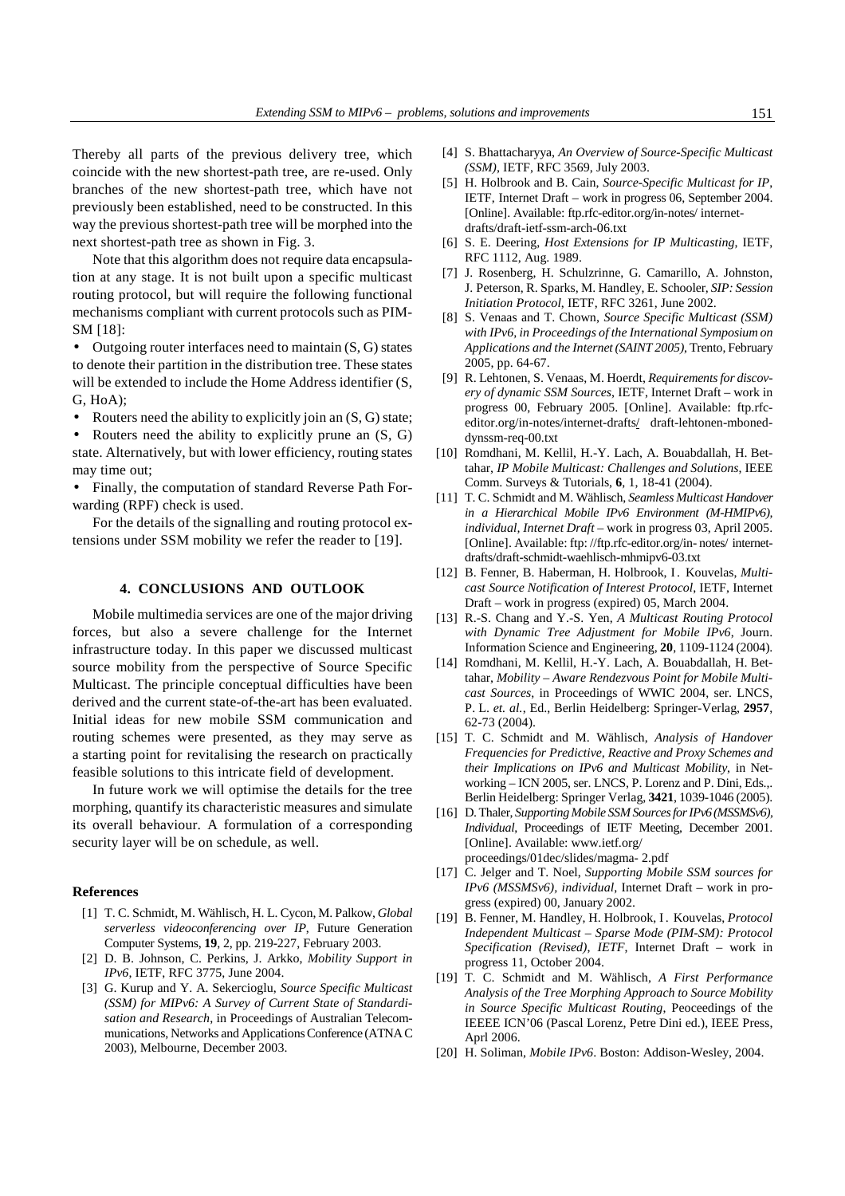Thereby all parts of the previous delivery tree, which coincide with the new shortest-path tree, are re-used. Only branches of the new shortest-path tree, which have not previously been established, need to be constructed. In this way the previous shortest-path tree will be morphed into the next shortest-path tree as shown in Fig. 3.

Note that this algorithm does not require data encapsulation at any stage. It is not built upon a specific multicast routing protocol, but will require the following functional mechanisms compliant with current protocols such as PIM-SM [18]:

- Outgoing router interfaces need to maintain (S, G) states to denote their partition in the distribution tree. These states will be extended to include the Home Address identifier (S, G, HoA);
- Routers need the ability to explicitly join an (S, G) state;
- Routers need the ability to explicitly prune an (S, G) state. Alternatively, but with lower efficiency, routing states may time out;
- Finally, the computation of standard Reverse Path Forwarding (RPF) check is used.

For the details of the signalling and routing protocol extensions under SSM mobility we refer the reader to [19].

## 4. CONCLUSIONS AND OUTLOOK

Mobile multimedia services are one of the major driving forces, but also a severe challenge for the Internet infrastructure today. In this paper we discussed multicast source mobility from the perspective of Source Specific Multicast. The principle conceptual difficulties have been derived and the current state-of-the-art has been evaluated. Initial ideas for new mobile SSM communication and routing schemes were presented, as they may serve as a starting point for revitalising the research on practically feasible solutions to this intricate field of development.

In future work we will optimise the details for the tree morphing, quantify its characteristic measures and simulate its overall behaviour. A formulation of a corresponding security layer will be on schedule, as well.

### References

[1] T. C. Schmidt, M. Wählisch, H. L. Cycon, M. Palkow, *Global serverless videoconferencing over IP*, Future Generation Computer Systems, **19**, 2, pp. 219-227, February 2003.

[2] D. B. Johnson, C. Perkins, J. Arkko, *Mobility Support in IPv6*, IETF, RFC 3775, June 2004.

[3] G. Kurup and Y. A. Sekercioglu, *Source Specific Multicast (SSM) for MIPv6: A Survey of Current State of Standardisation and Research*, in Proceedings of Australian Telecommunications, Networks and Applications Conference (ATNA C 2003), Melbourne, December 2003.

[4] S. Bhattacharyya, *An Overview of Source-Specific Multicast (SSM)*, IETF, RFC 3569, July 2003.

[5] H. Holbrook and B. Cain, *Source-Specific Multicast for IP*, IETF, Internet Draft – work in progress 06, September 2004. [Online]. Available: ftp.rfc-editor.org/in-notes/ internet-drafts/draft-ietf-ssm-arch-06.txt

[6] S. E. Deering, *Host Extensions for IP Multicasting*, IETF, RFC 1112, Aug. 1989.

[7] J. Rosenberg, H. Schulzrinne, G. Camarillo, A. Johnston, J. Peterson, R. Sparks, M. Handley, E. Schooler, *SIP: Session Initiation Protocol*, IETF, RFC 3261, June 2002.

[8] S. Venaas and T. Chown, *Source Specific Multicast (SSM) with IPv6, in Proceedings of the International Symposium on Applications and the Internet (SAINT 2005)*, Trento, February 2005, pp. 64-67.

[9] R. Lehtonen, S. Venaas, M. Hoerdt, *Requirements for discovery of dynamic SSM Sources*, IETF, Internet Draft – work in progress 00, February 2005. [Online]. Available: ftp.rfc-editor.org/in-notes/internet-drafts/ draft-lehtonen-mboned-dynssm-req-00.txt

[10] Romdhani, M. Kellil, H.-Y. Lach, A. Bouabdallah, H. Bettahar, *IP Mobile Multicast: Challenges and Solutions*, IEEE Comm. Surveys & Tutorials, **6**, 1, 18-41 (2004).

[11] T. C. Schmidt and M. Wählisch, *Seamless Multicast Handover in a Hierarchical Mobile IPv6 Environment (M-HMIPv6), individual, Internet Draft* – work in progress 03, April 2005. [Online]. Available: ftp: //ftp.rfc-editor.org/in- notes/ internet-drafts/draft-schmidt-waehlisch-mhmipv6-03.txt

[12] B. Fenner, B. Haberman, H. Holbrook, I. Kouvelas, *Multicast Source Notification of Interest Protocol*, IETF, Internet Draft – work in progress (expired) 05, March 2004.

[13] R.-S. Chang and Y.-S. Yen, *A Multicast Routing Protocol with Dynamic Tree Adjustment for Mobile IPv6*, Journ. Information Science and Engineering, **20**, 1109-1124 (2004).

[14] Romdhani, M. Kellil, H.-Y. Lach, A. Bouabdallah, H. Bettahar, *Mobility – Aware Rendezvous Point for Mobile Multicast Sources*, in Proceedings of WWIC 2004, ser. LNCS, P. L. *et. al.*, Ed., Berlin Heidelberg: Springer-Verlag, **2957**, 62-73 (2004).

[15] T. C. Schmidt and M. Wählisch, *Analysis of Handover Frequencies for Predictive, Reactive and Proxy Schemes and their Implications on IPv6 and Multicast Mobility*, in Networking – ICN 2005, ser. LNCS, P. Lorenz and P. Dini, Eds.,. Berlin Heidelberg: Springer Verlag, **3421**, 1039-1046 (2005).

[16] D. Thaler, *Supporting Mobile SSM Sources for IPv6 (MSSMSv6), Individual*, Proceedings of IETF Meeting, December 2001. [Online]. Available: www.ietf.org/ proceedings/01dec/slides/magma- 2.pdf

[17] C. Jelger and T. Noel, *Supporting Mobile SSM sources for IPv6 (MSSMSv6), individual*, Internet Draft – work in progress (expired) 00, January 2002.

[19] B. Fenner, M. Handley, H. Holbrook, I. Kouvelas, *Protocol Independent Multicast – Sparse Mode (PIM-SM): Protocol Specification (Revised), IETF*, Internet Draft – work in progress 11, October 2004.

[19] T. C. Schmidt and M. Wählisch, *A First Performance Analysis of the Tree Morphing Approach to Source Mobility in Source Specific Multicast Routing*, Peoceedings of the IEEEE ICN'06 (Pascal Lorenz, Petre Dini ed.), IEEE Press, Aprl 2006.

[20] H. Soliman, *Mobile IPv6*. Boston: Addison-Wesley, 2004.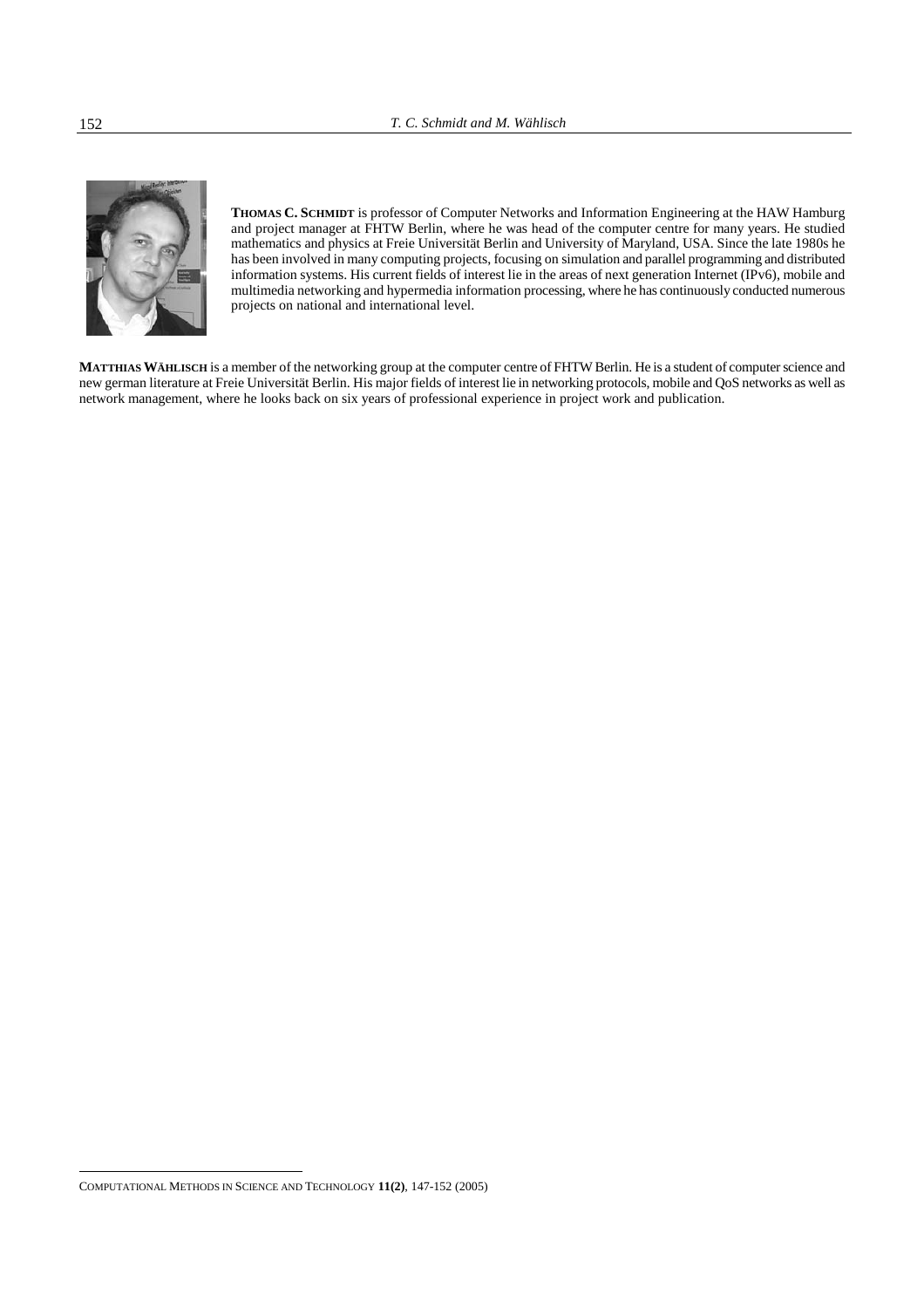**THOMAS C. SCHMIDT** is professor of Computer Networks and Information Engineering at the HAW Hamburg and project manager at FHTW Berlin, where he was head of the computer centre for many years. He studied mathematics and physics at Freie Universität Berlin and University of Maryland, USA. Since the late 1980s he has been involved in many computing projects, focusing on simulation and parallel programming and distributed information systems. His current fields of interest lie in the areas of next generation Internet (IPv6), mobile and multimedia networking and hypermedia information processing, where he has continuously conducted numerous projects on national and international level.

**MATTHIAS WÄHLISCH** is a member of the networking group at the computer centre of FHTW Berlin. He is a student of computer science and new german literature at Freie Universität Berlin. His major fields of interest lie in networking protocols, mobile and QoS networks as well as network management, where he looks back on six years of professional experience in project work and publication.